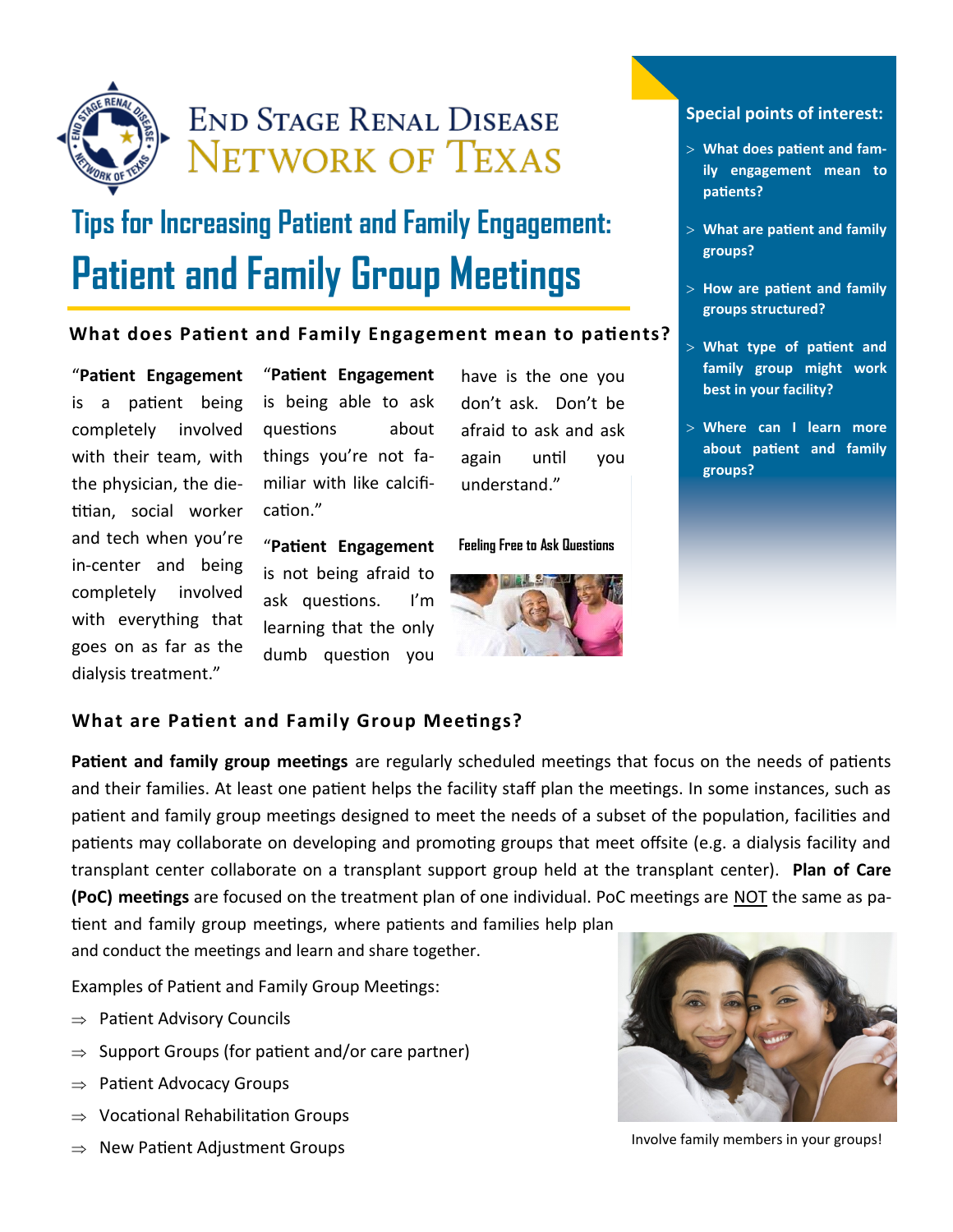# End Stage Renal Disease Network of Texas

## Tips for Increasing Patient and Family Engagement:

# Patient and Family Group Meetings

**Special points of interest:**

- What does patient and family engagement mean to patients?
- What are patient and family groups?
- How are patient and family groups structured?
- What type of patient and family group might work best in your facility?
- Where can I learn more about patient and family groups?

### What does Patient and Family Engagement mean to patients?

"**Patient Engagement** is a patient being completely involved with their team, with the physician, the dietitian, social worker and tech when you're in-center and being completely involved with everything that goes on as far as the dialysis treatment."

"**Patient Engagement** is being able to ask questions about things you're not familiar with like calcification."

"**Patient Engagement** is not being afraid to ask questions. I'm learning that the only dumb question you have is the one you don't ask. Don't be afraid to ask and ask again until you understand."

Feeling Free to Ask Questions

### What are Patient and Family Group Meetings?

**Patient and family group meetings** are regularly scheduled meetings that focus on the needs of patients and their families. At least one patient helps the facility staff plan the meetings. In some instances, such as patient and family group meetings designed to meet the needs of a subset of the population, facilities and patients may collaborate on developing and promoting groups that meet offsite (e.g. a dialysis facility and transplant center collaborate on a transplant support group held at the transplant center). **Plan of Care (PoC) meetings** are focused on the treatment plan of one individual. PoC meetings are NOT the same as patient and family group meetings, where patients and families help plan and conduct the meetings and learn and share together.

Examples of Patient and Family Group Meetings:

- ⇒ Patient Advisory Councils
- ⇒ Support Groups (for patient and/or care partner)
- ⇒ Patient Advocacy Groups
- ⇒ Vocational Rehabilitation Groups
- ⇒ New Patient Adjustment Groups

Involve family members in your groups!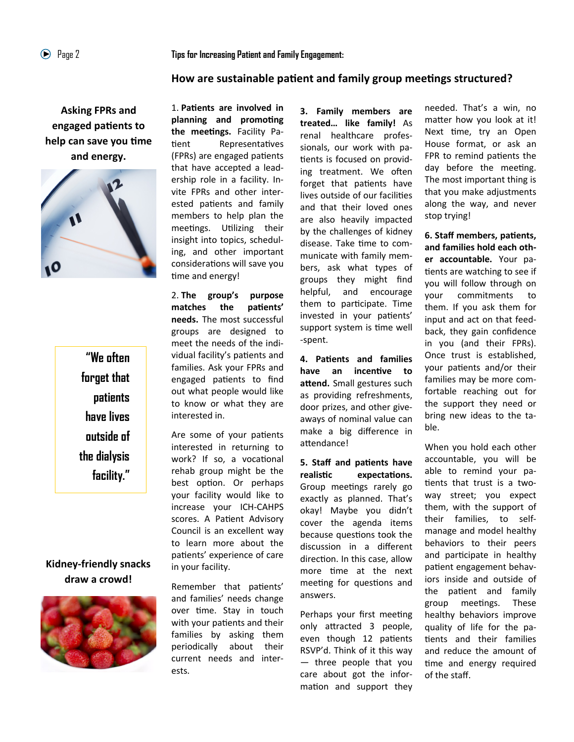Tips for Increasing Patient and Family Engagement:

## How are sustainable patient and family group meetings structured?

**Asking FPRs and engaged patients to help can save you time and energy.**

> "We often forget that patients have lives outside of the dialysis facility."

**Kidney-friendly snacks draw a crowd!**

1. **Patients are involved in planning and promoting the meetings.** Facility Patient Representatives (FPRs) are engaged patients that have accepted a leadership role in a facility. Invite FPRs and other interested patients and family members to help plan the meetings. Utilizing their insight into topics, scheduling, and other important considerations will save you time and energy!

2. **The group's purpose matches the patients' needs.** The most successful groups are designed to meet the needs of the individual facility's patients and families. Ask your FPRs and engaged patients to find out what people would like to know or what they are interested in.

Are some of your patients interested in returning to work? If so, a vocational rehab group might be the best option. Or perhaps your facility would like to increase your ICH-CAHPS scores. A Patient Advisory Council is an excellent way to learn more about the patients' experience of care in your facility.

Remember that patients' and families' needs change over time. Stay in touch with your patients and their families by asking them periodically about their current needs and interests.

3. **Family members are treated… like family!** As renal healthcare professionals, our work with patients is focused on providing treatment. We often forget that patients have lives outside of our facilities and that their loved ones are also heavily impacted by the challenges of kidney disease. Take time to communicate with family members, ask what types of groups they might find helpful, and encourage them to participate. Time invested in your patients' support system is time well-spent.

4. **Patients and families have an incentive to attend.** Small gestures such as providing refreshments, door prizes, and other giveaways of nominal value can make a big difference in attendance!

5. **Staff and patients have realistic expectations.** Group meetings rarely go exactly as planned. That's okay! Maybe you didn't cover the agenda items because questions took the discussion in a different direction. In this case, allow more time at the next meeting for questions and answers.

Perhaps your first meeting only attracted 3 people, even though 12 patients RSVP'd. Think of it this way — three people that you care about got the information and support they needed. That's a win, no matter how you look at it! Next time, try an Open House format, or ask an FPR to remind patients the day before the meeting. The most important thing is that you make adjustments along the way, and never stop trying!

6. **Staff members, patients, and families hold each other accountable.** Your patients are watching to see if you will follow through on your commitments to them. If you ask them for input and act on that feedback, they gain confidence in you (and their FPRs). Once trust is established, your patients and/or their families may be more comfortable reaching out for the support they need or bring new ideas to the table.

When you hold each other accountable, you will be able to remind your patients that trust is a two-way street; you expect them, with the support of their families, to self-manage and model healthy behaviors to their peers and participate in healthy patient engagement behaviors inside and outside of the patient and family group meetings. These healthy behaviors improve quality of life for the patients and their families and reduce the amount of time and energy required of the staff.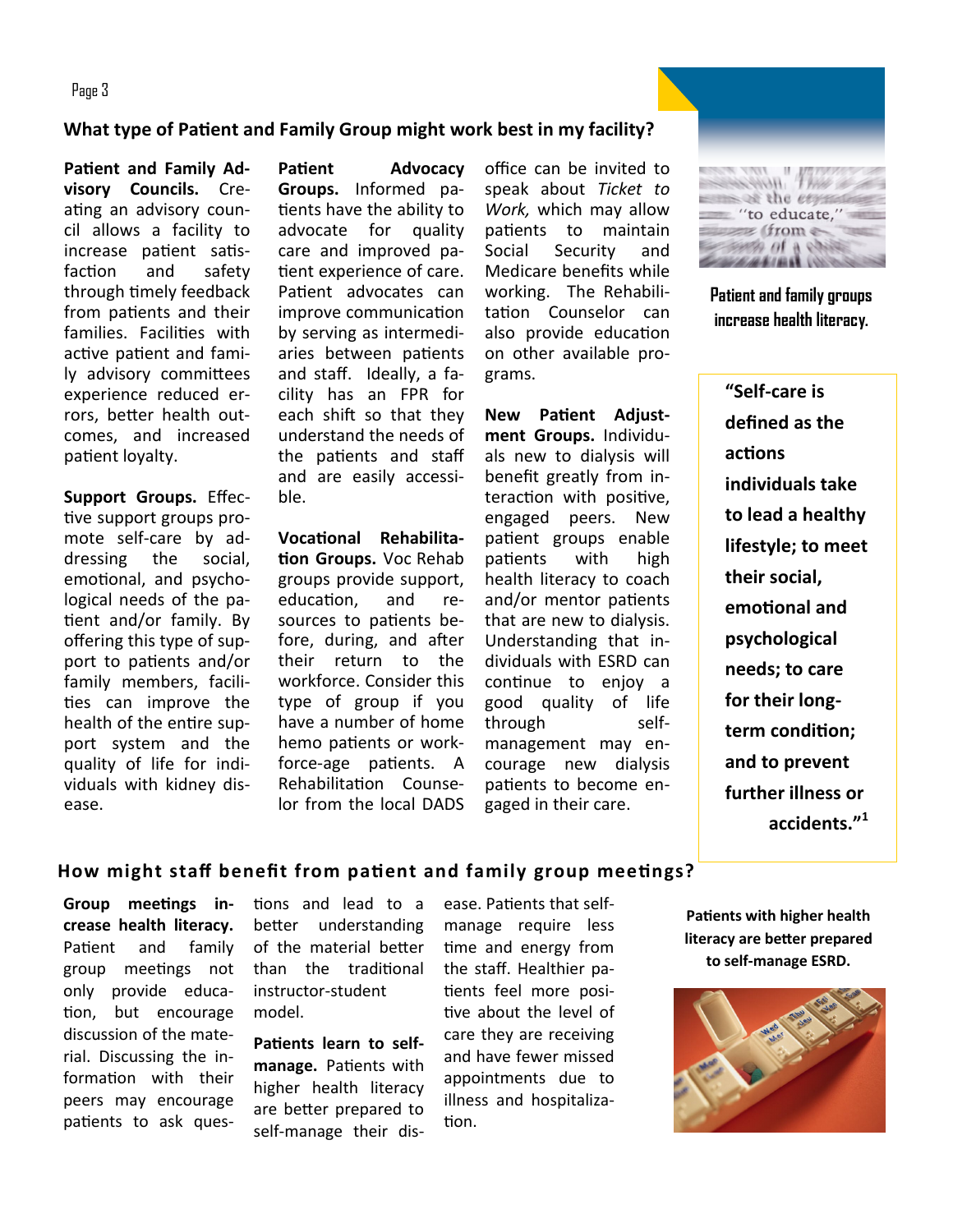## What type of Patient and Family Group might work best in my facility?

**Patient and Family Advisory Councils.** Creating an advisory council allows a facility to increase patient satisfaction and safety through timely feedback from patients and their families. Facilities with active patient and family advisory committees experience reduced errors, better health outcomes, and increased patient loyalty.

**Support Groups.** Effective support groups promote self-care by addressing the social, emotional, and psychological needs of the patient and/or family. By offering this type of support to patients and/or family members, facilities can improve the health of the entire support system and the quality of life for individuals with kidney disease.

**Patient Advocacy Groups.** Informed patients have the ability to advocate for quality care and improved patient experience of care. Patient advocates can improve communication by serving as intermediaries between patients and staff. Ideally, a facility has an FPR for each shift so that they understand the needs of the patients and staff and are easily accessible.

**Vocational Rehabilitation Groups.** Voc Rehab groups provide support, education, and resources to patients before, during, and after their return to the workforce. Consider this type of group if you have a number of home hemo patients or workforce-age patients. A Rehabilitation Counselor from the local DADS office can be invited to speak about *Ticket to Work,* which may allow patients to maintain Social Security and Medicare benefits while working. The Rehabilitation Counselor can also provide education on other available programs.

**New Patient Adjustment Groups.** Individuals new to dialysis will benefit greatly from interaction with positive, engaged peers. New patient groups enable patients with high health literacy to coach and/or mentor patients that are new to dialysis. Understanding that individuals with ESRD can continue to enjoy a good quality of life through self-management may encourage new dialysis patients to become engaged in their care.

Patient and family groups increase health literacy.

> **"Self-care is defined as the actions individuals take to lead a healthy lifestyle; to meet their social, emotional and psychological needs; to care for their long-term condition; and to prevent further illness or accidents."[1]**

## How might staff benefit from patient and family group meetings?

**Group meetings increase health literacy.** Patient and family group meetings not only provide education, but encourage discussion of the material. Discussing the information with their peers may encourage patients to ask questions and lead to a better understanding of the material better than the traditional instructor-student model.

**Patients learn to self-manage.** Patients with higher health literacy are better prepared to self-manage their disease. Patients that self-manage require less time and energy from the staff. Healthier patients feel more positive about the level of care they are receiving and have fewer missed appointments due to illness and hospitalization.

**Patients with higher health literacy are better prepared to self-manage ESRD.**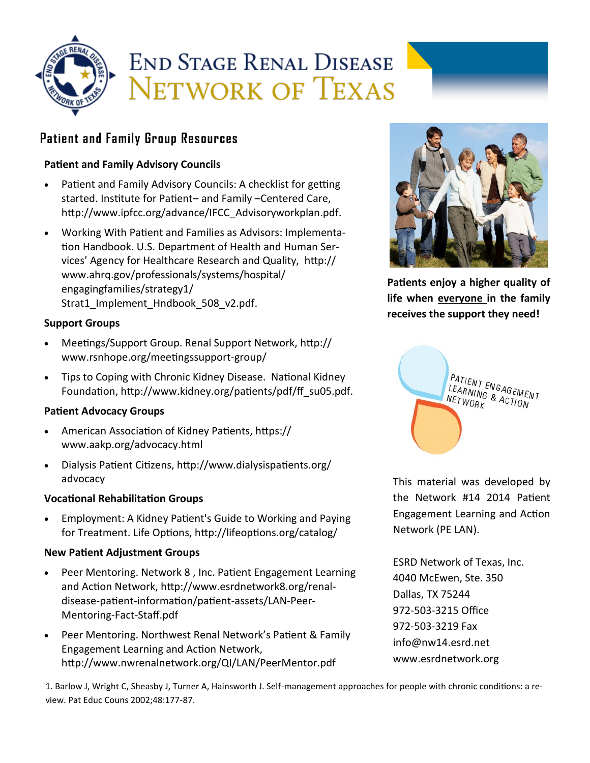# END STAGE RENAL DISEASE NETWORK OF TEXAS

## Patient and Family Group Resources

### Patient and Family Advisory Councils

- Patient and Family Advisory Councils: A checklist for getting started. Institute for Patient– and Family –Centered Care, http://www.ipfcc.org/advance/IFCC_Advisoryworkplan.pdf.
- Working With Patient and Families as Advisors: Implementation Handbook. U.S. Department of Health and Human Services' Agency for Healthcare Research and Quality, http://www.ahrq.gov/professionals/systems/hospital/engagingfamilies/strategy1/Strat1_Implement_Hndbook_508_v2.pdf.

### Support Groups

- Meetings/Support Group. Renal Support Network, http://www.rsnhope.org/meetingssupport-group/
- Tips to Coping with Chronic Kidney Disease. National Kidney Foundation, http://www.kidney.org/patients/pdf/ff_su05.pdf.

### Patient Advocacy Groups

- American Association of Kidney Patients, https://www.aakp.org/advocacy.html
- Dialysis Patient Citizens, http://www.dialysispatients.org/advocacy

### Vocational Rehabilitation Groups

- Employment: A Kidney Patient's Guide to Working and Paying for Treatment. Life Options, http://lifeoptions.org/catalog/

### New Patient Adjustment Groups

- Peer Mentoring. Network 8 , Inc. Patient Engagement Learning and Action Network, http://www.esrdnetwork8.org/renal-disease-patient-information/patient-assets/LAN-Peer-Mentoring-Fact-Staff.pdf
- Peer Mentoring. Northwest Renal Network's Patient & Family Engagement Learning and Action Network, http://www.nwrenalnetwork.org/QI/LAN/PeerMentor.pdf

**Patients enjoy a higher quality of life when <u>everyone</u> in the family receives the support they need!**

PATIENT ENGAGEMENT LEARNING & ACTION NETWORK

This material was developed by the Network #14 2014 Patient Engagement Learning and Action Network (PE LAN).

ESRD Network of Texas, Inc.
4040 McEwen, Ste. 350
Dallas, TX 75244
972-503-3215 Office
972-503-3219 Fax
info@nw14.esrd.net
www.esrdnetwork.org

1. Barlow J, Wright C, Sheasby J, Turner A, Hainsworth J. Self-management approaches for people with chronic conditions: a review. Pat Educ Couns 2002;48:177-87.